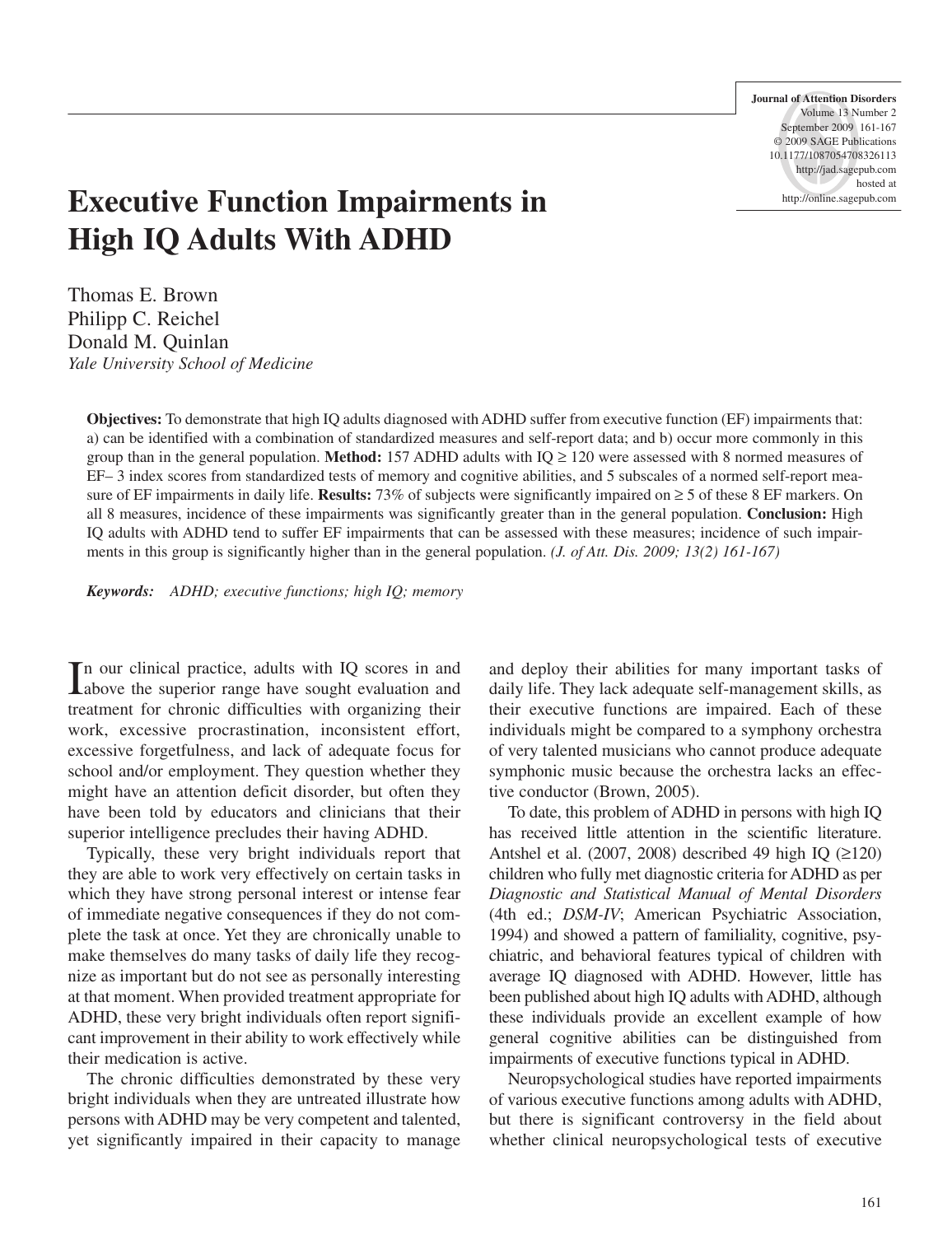# Executive Function Impairments in High IQ Adults With ADHD

Thomas E. Brown
Philipp C. Reichel
Donald M. Quinlan
*Yale University School of Medicine*

**Objectives:** To demonstrate that high IQ adults diagnosed with ADHD suffer from executive function (EF) impairments that: a) can be identified with a combination of standardized measures and self-report data; and b) occur more commonly in this group than in the general population. **Method:** 157 ADHD adults with IQ ≥ 120 were assessed with 8 normed measures of EF– 3 index scores from standardized tests of memory and cognitive abilities, and 5 subscales of a normed self-report measure of EF impairments in daily life. **Results:** 73% of subjects were significantly impaired on ≥ 5 of these 8 EF markers. On all 8 measures, incidence of these impairments was significantly greater than in the general population. **Conclusion:** High IQ adults with ADHD tend to suffer EF impairments that can be assessed with these measures; incidence of such impairments in this group is significantly higher than in the general population. *(J. of Att. Dis. 2009; 13(2) 161-167)*

***Keywords:*** *ADHD; executive functions; high IQ; memory*

In our clinical practice, adults with IQ scores in and above the superior range have sought evaluation and treatment for chronic difficulties with organizing their work, excessive procrastination, inconsistent effort, excessive forgetfulness, and lack of adequate focus for school and/or employment. They question whether they might have an attention deficit disorder, but often they have been told by educators and clinicians that their superior intelligence precludes their having ADHD.

Typically, these very bright individuals report that they are able to work very effectively on certain tasks in which they have strong personal interest or intense fear of immediate negative consequences if they do not complete the task at once. Yet they are chronically unable to make themselves do many tasks of daily life they recognize as important but do not see as personally interesting at that moment. When provided treatment appropriate for ADHD, these very bright individuals often report significant improvement in their ability to work effectively while their medication is active.

The chronic difficulties demonstrated by these very bright individuals when they are untreated illustrate how persons with ADHD may be very competent and talented, yet significantly impaired in their capacity to manage and deploy their abilities for many important tasks of daily life. They lack adequate self-management skills, as their executive functions are impaired. Each of these individuals might be compared to a symphony orchestra of very talented musicians who cannot produce adequate symphonic music because the orchestra lacks an effective conductor (Brown, 2005).

To date, this problem of ADHD in persons with high IQ has received little attention in the scientific literature. Antshel et al. (2007, 2008) described 49 high IQ (≥120) children who fully met diagnostic criteria for ADHD as per *Diagnostic and Statistical Manual of Mental Disorders* (4th ed.; *DSM-IV*; American Psychiatric Association, 1994) and showed a pattern of familiality, cognitive, psychiatric, and behavioral features typical of children with average IQ diagnosed with ADHD. However, little has been published about high IQ adults with ADHD, although these individuals provide an excellent example of how general cognitive abilities can be distinguished from impairments of executive functions typical in ADHD.

Neuropsychological studies have reported impairments of various executive functions among adults with ADHD, but there is significant controversy in the field about whether clinical neuropsychological tests of executive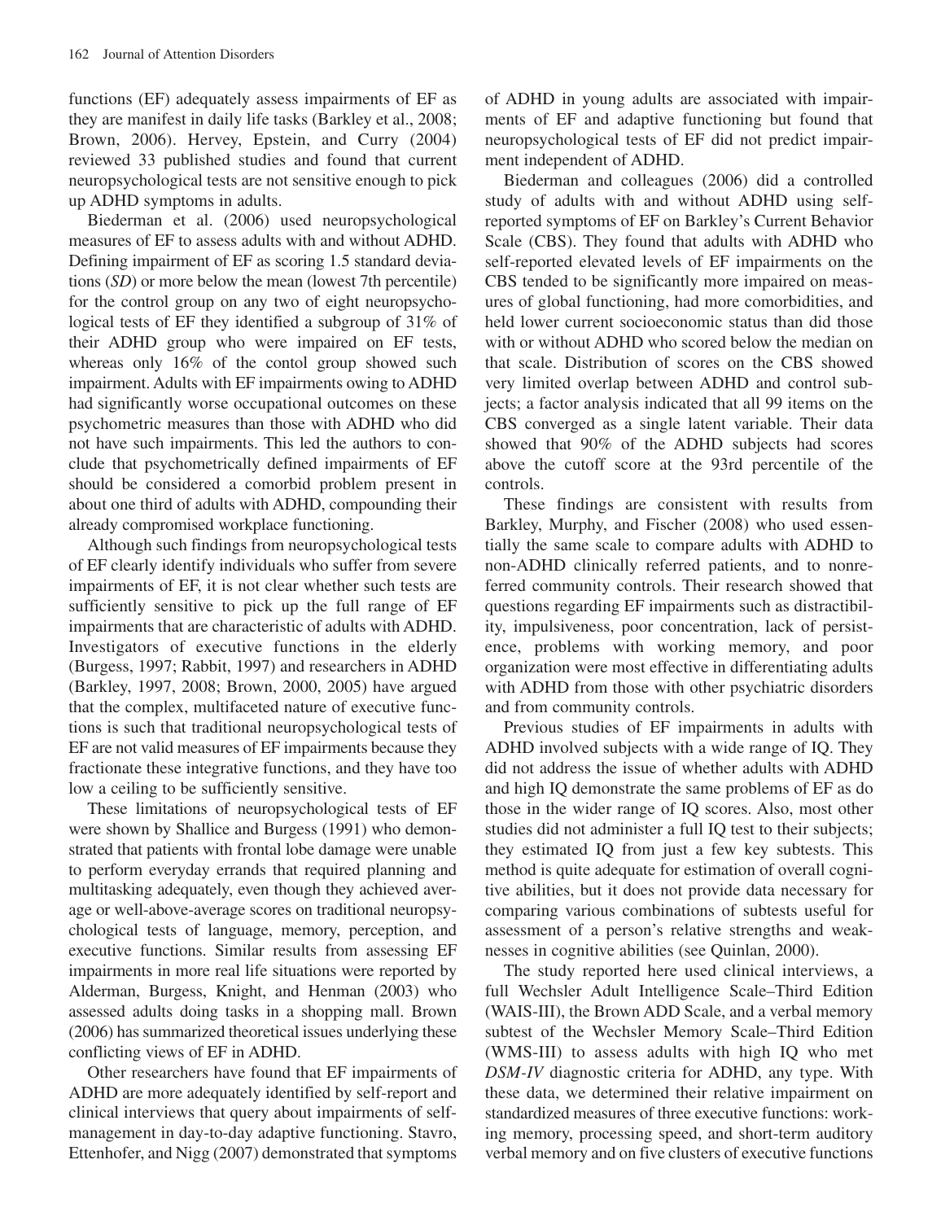functions (EF) adequately assess impairments of EF as they are manifest in daily life tasks (Barkley et al., 2008; Brown, 2006). Hervey, Epstein, and Curry (2004) reviewed 33 published studies and found that current neuropsychological tests are not sensitive enough to pick up ADHD symptoms in adults.

Biederman et al. (2006) used neuropsychological measures of EF to assess adults with and without ADHD. Defining impairment of EF as scoring 1.5 standard deviations (*SD*) or more below the mean (lowest 7th percentile) for the control group on any two of eight neuropsychological tests of EF they identified a subgroup of 31% of their ADHD group who were impaired on EF tests, whereas only 16% of the contol group showed such impairment. Adults with EF impairments owing to ADHD had significantly worse occupational outcomes on these psychometric measures than those with ADHD who did not have such impairments. This led the authors to conclude that psychometrically defined impairments of EF should be considered a comorbid problem present in about one third of adults with ADHD, compounding their already compromised workplace functioning.

Although such findings from neuropsychological tests of EF clearly identify individuals who suffer from severe impairments of EF, it is not clear whether such tests are sufficiently sensitive to pick up the full range of EF impairments that are characteristic of adults with ADHD. Investigators of executive functions in the elderly (Burgess, 1997; Rabbit, 1997) and researchers in ADHD (Barkley, 1997, 2008; Brown, 2000, 2005) have argued that the complex, multifaceted nature of executive functions is such that traditional neuropsychological tests of EF are not valid measures of EF impairments because they fractionate these integrative functions, and they have too low a ceiling to be sufficiently sensitive.

These limitations of neuropsychological tests of EF were shown by Shallice and Burgess (1991) who demonstrated that patients with frontal lobe damage were unable to perform everyday errands that required planning and multitasking adequately, even though they achieved average or well-above-average scores on traditional neuropsychological tests of language, memory, perception, and executive functions. Similar results from assessing EF impairments in more real life situations were reported by Alderman, Burgess, Knight, and Henman (2003) who assessed adults doing tasks in a shopping mall. Brown (2006) has summarized theoretical issues underlying these conflicting views of EF in ADHD.

Other researchers have found that EF impairments of ADHD are more adequately identified by self-report and clinical interviews that query about impairments of self-management in day-to-day adaptive functioning. Stavro, Ettenhofer, and Nigg (2007) demonstrated that symptoms of ADHD in young adults are associated with impairments of EF and adaptive functioning but found that neuropsychological tests of EF did not predict impairment independent of ADHD.

Biederman and colleagues (2006) did a controlled study of adults with and without ADHD using self-reported symptoms of EF on Barkley's Current Behavior Scale (CBS). They found that adults with ADHD who self-reported elevated levels of EF impairments on the CBS tended to be significantly more impaired on measures of global functioning, had more comorbidities, and held lower current socioeconomic status than did those with or without ADHD who scored below the median on that scale. Distribution of scores on the CBS showed very limited overlap between ADHD and control subjects; a factor analysis indicated that all 99 items on the CBS converged as a single latent variable. Their data showed that 90% of the ADHD subjects had scores above the cutoff score at the 93rd percentile of the controls.

These findings are consistent with results from Barkley, Murphy, and Fischer (2008) who used essentially the same scale to compare adults with ADHD to non-ADHD clinically referred patients, and to nonreferred community controls. Their research showed that questions regarding EF impairments such as distractibility, impulsiveness, poor concentration, lack of persistence, problems with working memory, and poor organization were most effective in differentiating adults with ADHD from those with other psychiatric disorders and from community controls.

Previous studies of EF impairments in adults with ADHD involved subjects with a wide range of IQ. They did not address the issue of whether adults with ADHD and high IQ demonstrate the same problems of EF as do those in the wider range of IQ scores. Also, most other studies did not administer a full IQ test to their subjects; they estimated IQ from just a few key subtests. This method is quite adequate for estimation of overall cognitive abilities, but it does not provide data necessary for comparing various combinations of subtests useful for assessment of a person's relative strengths and weaknesses in cognitive abilities (see Quinlan, 2000).

The study reported here used clinical interviews, a full Wechsler Adult Intelligence Scale–Third Edition (WAIS-III), the Brown ADD Scale, and a verbal memory subtest of the Wechsler Memory Scale–Third Edition (WMS-III) to assess adults with high IQ who met *DSM-IV* diagnostic criteria for ADHD, any type. With these data, we determined their relative impairment on standardized measures of three executive functions: working memory, processing speed, and short-term auditory verbal memory and on five clusters of executive functions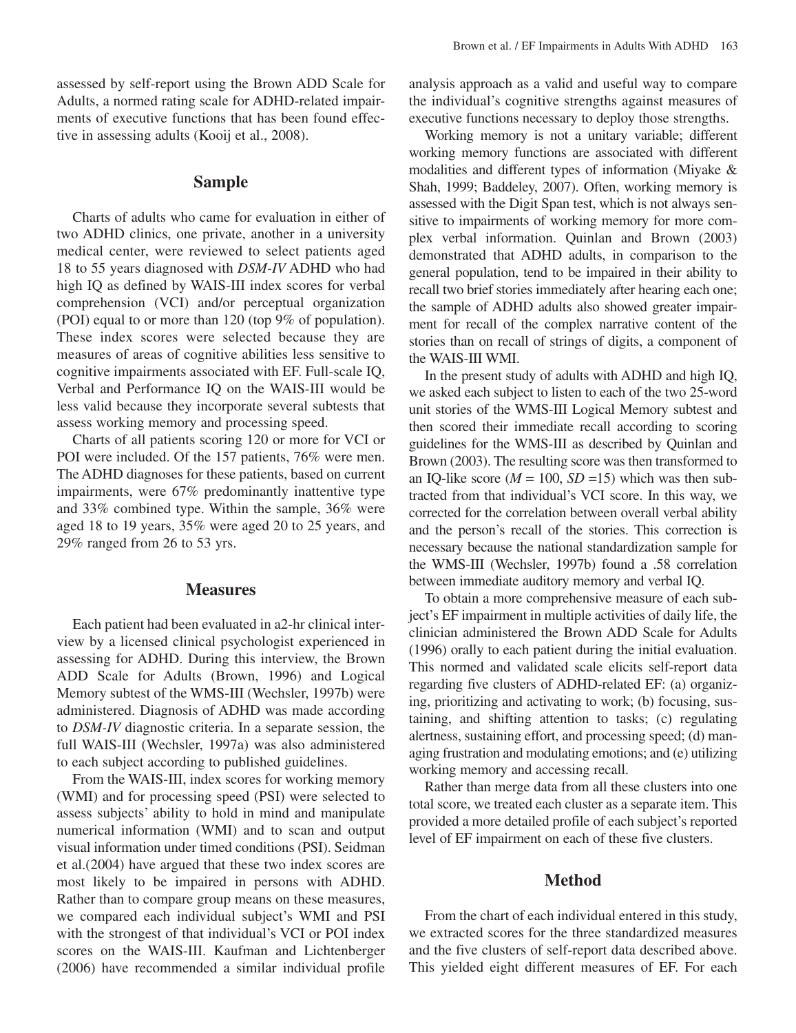assessed by self-report using the Brown ADD Scale for Adults, a normed rating scale for ADHD-related impairments of executive functions that has been found effective in assessing adults (Kooij et al., 2008).

## Sample

Charts of adults who came for evaluation in either of two ADHD clinics, one private, another in a university medical center, were reviewed to select patients aged 18 to 55 years diagnosed with *DSM-IV* ADHD who had high IQ as defined by WAIS-III index scores for verbal comprehension (VCI) and/or perceptual organization (POI) equal to or more than 120 (top 9% of population). These index scores were selected because they are measures of areas of cognitive abilities less sensitive to cognitive impairments associated with EF. Full-scale IQ, Verbal and Performance IQ on the WAIS-III would be less valid because they incorporate several subtests that assess working memory and processing speed.

Charts of all patients scoring 120 or more for VCI or POI were included. Of the 157 patients, 76% were men. The ADHD diagnoses for these patients, based on current impairments, were 67% predominantly inattentive type and 33% combined type. Within the sample, 36% were aged 18 to 19 years, 35% were aged 20 to 25 years, and 29% ranged from 26 to 53 yrs.

## Measures

Each patient had been evaluated in a2-hr clinical interview by a licensed clinical psychologist experienced in assessing for ADHD. During this interview, the Brown ADD Scale for Adults (Brown, 1996) and Logical Memory subtest of the WMS-III (Wechsler, 1997b) were administered. Diagnosis of ADHD was made according to *DSM-IV* diagnostic criteria. In a separate session, the full WAIS-III (Wechsler, 1997a) was also administered to each subject according to published guidelines.

From the WAIS-III, index scores for working memory (WMI) and for processing speed (PSI) were selected to assess subjects' ability to hold in mind and manipulate numerical information (WMI) and to scan and output visual information under timed conditions (PSI). Seidman et al.(2004) have argued that these two index scores are most likely to be impaired in persons with ADHD. Rather than to compare group means on these measures, we compared each individual subject's WMI and PSI with the strongest of that individual's VCI or POI index scores on the WAIS-III. Kaufman and Lichtenberger (2006) have recommended a similar individual profile analysis approach as a valid and useful way to compare the individual's cognitive strengths against measures of executive functions necessary to deploy those strengths.

Working memory is not a unitary variable; different working memory functions are associated with different modalities and different types of information (Miyake & Shah, 1999; Baddeley, 2007). Often, working memory is assessed with the Digit Span test, which is not always sensitive to impairments of working memory for more complex verbal information. Quinlan and Brown (2003) demonstrated that ADHD adults, in comparison to the general population, tend to be impaired in their ability to recall two brief stories immediately after hearing each one; the sample of ADHD adults also showed greater impairment for recall of the complex narrative content of the stories than on recall of strings of digits, a component of the WAIS-III WMI.

In the present study of adults with ADHD and high IQ, we asked each subject to listen to each of the two 25-word unit stories of the WMS-III Logical Memory subtest and then scored their immediate recall according to scoring guidelines for the WMS-III as described by Quinlan and Brown (2003). The resulting score was then transformed to an IQ-like score ($M$ = 100, $SD$ =15) which was then subtracted from that individual's VCI score. In this way, we corrected for the correlation between overall verbal ability and the person's recall of the stories. This correction is necessary because the national standardization sample for the WMS-III (Wechsler, 1997b) found a .58 correlation between immediate auditory memory and verbal IQ.

To obtain a more comprehensive measure of each subject's EF impairment in multiple activities of daily life, the clinician administered the Brown ADD Scale for Adults (1996) orally to each patient during the initial evaluation. This normed and validated scale elicits self-report data regarding five clusters of ADHD-related EF: (a) organizing, prioritizing and activating to work; (b) focusing, sustaining, and shifting attention to tasks; (c) regulating alertness, sustaining effort, and processing speed; (d) managing frustration and modulating emotions; and (e) utilizing working memory and accessing recall.

Rather than merge data from all these clusters into one total score, we treated each cluster as a separate item. This provided a more detailed profile of each subject's reported level of EF impairment on each of these five clusters.

## Method

From the chart of each individual entered in this study, we extracted scores for the three standardized measures and the five clusters of self-report data described above. This yielded eight different measures of EF. For each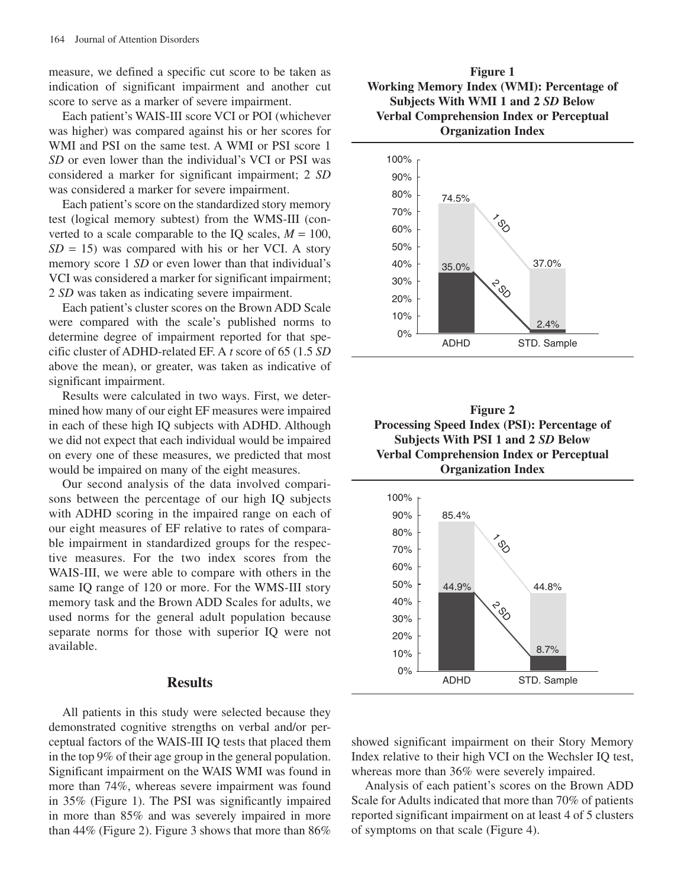measure, we defined a specific cut score to be taken as indication of significant impairment and another cut score to serve as a marker of severe impairment.

Each patient's WAIS-III score VCI or POI (whichever was higher) was compared against his or her scores for WMI and PSI on the same test. A WMI or PSI score 1 *SD* or even lower than the individual's VCI or PSI was considered a marker for significant impairment; 2 *SD* was considered a marker for severe impairment.

Each patient's score on the standardized story memory test (logical memory subtest) from the WMS-III (converted to a scale comparable to the IQ scales, $M = 100$, $SD = 15$) was compared with his or her VCI. A story memory score 1 *SD* or even lower than that individual's VCI was considered a marker for significant impairment; 2 *SD* was taken as indicating severe impairment.

Each patient's cluster scores on the Brown ADD Scale were compared with the scale's published norms to determine degree of impairment reported for that specific cluster of ADHD-related EF. A *t* score of 65 (1.5 *SD* above the mean), or greater, was taken as indicative of significant impairment.

Results were calculated in two ways. First, we determined how many of our eight EF measures were impaired in each of these high IQ subjects with ADHD. Although we did not expect that each individual would be impaired on every one of these measures, we predicted that most would be impaired on many of the eight measures.

Our second analysis of the data involved comparisons between the percentage of our high IQ subjects with ADHD scoring in the impaired range on each of our eight measures of EF relative to rates of comparable impairment in standardized groups for the respective measures. For the two index scores from the WAIS-III, we were able to compare with others in the same IQ range of 120 or more. For the WMS-III story memory task and the Brown ADD Scales for adults, we used norms for the general adult population because separate norms for those with superior IQ were not available.

## Results

All patients in this study were selected because they demonstrated cognitive strengths on verbal and/or perceptual factors of the WAIS-III IQ tests that placed them in the top 9% of their age group in the general population. Significant impairment on the WAIS WMI was found in more than 74%, whereas severe impairment was found in 35% (Figure 1). The PSI was significantly impaired in more than 85% and was severely impaired in more than 44% (Figure 2). Figure 3 shows that more than 86% showed significant impairment on their Story Memory Index relative to their high VCI on the Wechsler IQ test, whereas more than 36% were severely impaired.

Analysis of each patient's scores on the Brown ADD Scale for Adults indicated that more than 70% of patients reported significant impairment on at least 4 of 5 clusters of symptoms on that scale (Figure 4).

**Figure 1**
**Working Memory Index (WMI): Percentage of Subjects With WMI 1 and 2 *SD* Below Verbal Comprehension Index or Perceptual Organization Index**

| | ADHD | STD. Sample |
|---|---|---|
| 1 SD | 74.5% | 37.0% |
| 2 SD | 35.0% | 2.4% |

**Figure 2**
**Processing Speed Index (PSI): Percentage of Subjects With PSI 1 and 2 *SD* Below Verbal Comprehension Index or Perceptual Organization Index**

| | ADHD | STD. Sample |
|---|---|---|
| 1 SD | 85.4% | 44.8% |
| 2 SD | 44.9% | 8.7% |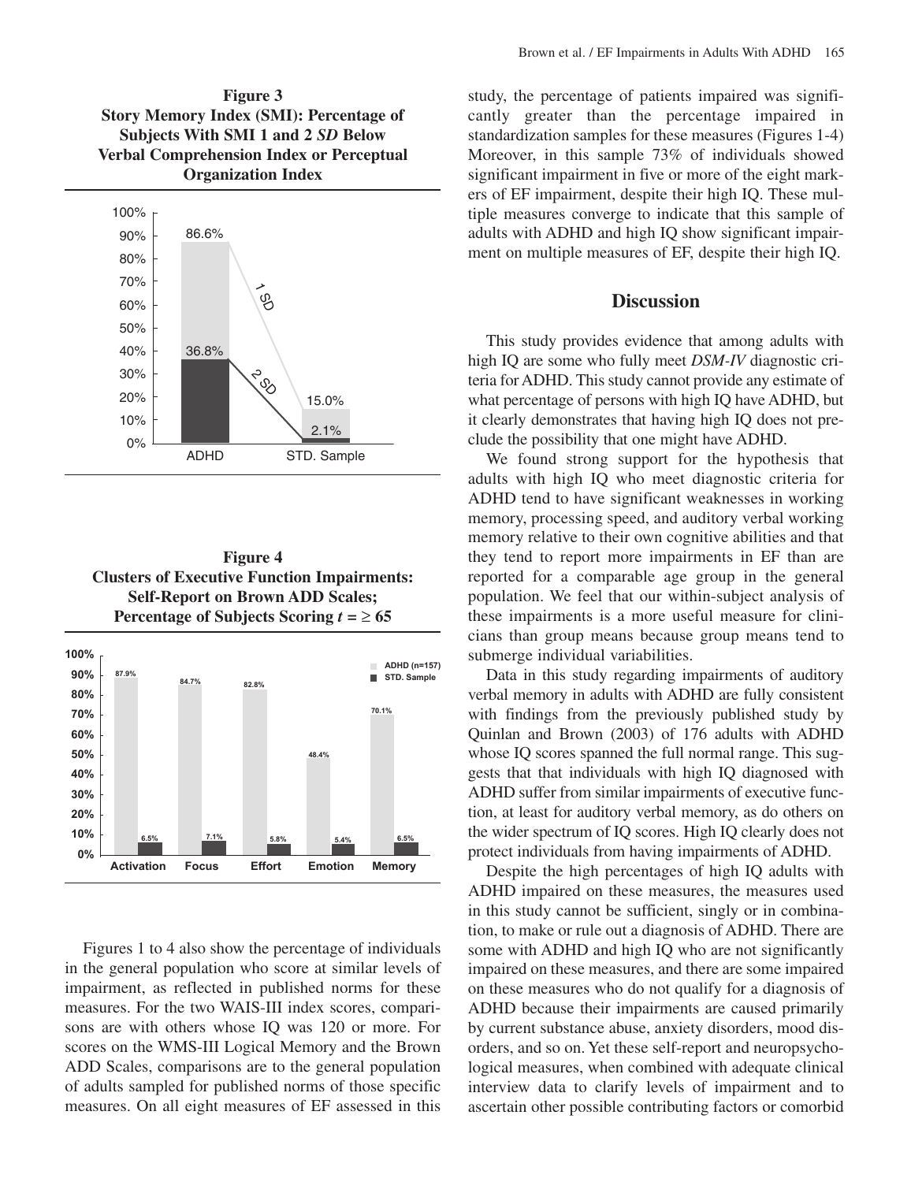**Figure 3**
**Story Memory Index (SMI): Percentage of Subjects With SMI 1 and 2 *SD* Below Verbal Comprehension Index or Perceptual Organization Index**

100%
90%
80%
70%
60%
50%
40%
30%
20%
10%
0%

86.6%
36.8%
1 SD
2 SD
15.0%
2.1%

ADHD
STD. Sample

**Figure 4**
**Clusters of Executive Function Impairments: Self-Report on Brown ADD Scales; Percentage of Subjects Scoring $t = \geq 65$**

100%
90%
80%
70%
60%
50%
40%
30%
20%
10%
0%

ADHD (n=157)
STD. Sample

87.9%
6.5%
84.7%
7.1%
82.8%
5.8%
48.4%
5.4%
70.1%
6.5%

Activation
Focus
Effort
Emotion
Memory

Figures 1 to 4 also show the percentage of individuals in the general population who score at similar levels of impairment, as reflected in published norms for these measures. For the two WAIS-III index scores, comparisons are with others whose IQ was 120 or more. For scores on the WMS-III Logical Memory and the Brown ADD Scales, comparisons are to the general population of adults sampled for published norms of those specific measures. On all eight measures of EF assessed in this study, the percentage of patients impaired was significantly greater than the percentage impaired in standardization samples for these measures (Figures 1-4) Moreover, in this sample 73% of individuals showed significant impairment in five or more of the eight markers of EF impairment, despite their high IQ. These multiple measures converge to indicate that this sample of adults with ADHD and high IQ show significant impairment on multiple measures of EF, despite their high IQ.

## Discussion

This study provides evidence that among adults with high IQ are some who fully meet *DSM-IV* diagnostic criteria for ADHD. This study cannot provide any estimate of what percentage of persons with high IQ have ADHD, but it clearly demonstrates that having high IQ does not preclude the possibility that one might have ADHD.

We found strong support for the hypothesis that adults with high IQ who meet diagnostic criteria for ADHD tend to have significant weaknesses in working memory, processing speed, and auditory verbal working memory relative to their own cognitive abilities and that they tend to report more impairments in EF than are reported for a comparable age group in the general population. We feel that our within-subject analysis of these impairments is a more useful measure for clinicians than group means because group means tend to submerge individual variabilities.

Data in this study regarding impairments of auditory verbal memory in adults with ADHD are fully consistent with findings from the previously published study by Quinlan and Brown (2003) of 176 adults with ADHD whose IQ scores spanned the full normal range. This suggests that that individuals with high IQ diagnosed with ADHD suffer from similar impairments of executive function, at least for auditory verbal memory, as do others on the wider spectrum of IQ scores. High IQ clearly does not protect individuals from having impairments of ADHD.

Despite the high percentages of high IQ adults with ADHD impaired on these measures, the measures used in this study cannot be sufficient, singly or in combination, to make or rule out a diagnosis of ADHD. There are some with ADHD and high IQ who are not significantly impaired on these measures, and there are some impaired on these measures who do not qualify for a diagnosis of ADHD because their impairments are caused primarily by current substance abuse, anxiety disorders, mood disorders, and so on. Yet these self-report and neuropsychological measures, when combined with adequate clinical interview data to clarify levels of impairment and to ascertain other possible contributing factors or comorbid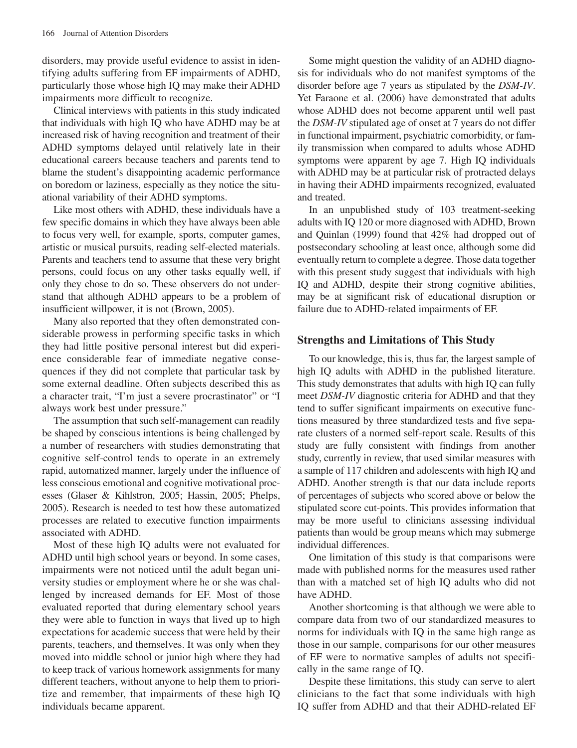disorders, may provide useful evidence to assist in identifying adults suffering from EF impairments of ADHD, particularly those whose high IQ may make their ADHD impairments more difficult to recognize.

Clinical interviews with patients in this study indicated that individuals with high IQ who have ADHD may be at increased risk of having recognition and treatment of their ADHD symptoms delayed until relatively late in their educational careers because teachers and parents tend to blame the student's disappointing academic performance on boredom or laziness, especially as they notice the situational variability of their ADHD symptoms.

Like most others with ADHD, these individuals have a few specific domains in which they have always been able to focus very well, for example, sports, computer games, artistic or musical pursuits, reading self-elected materials. Parents and teachers tend to assume that these very bright persons, could focus on any other tasks equally well, if only they chose to do so. These observers do not understand that although ADHD appears to be a problem of insufficient willpower, it is not (Brown, 2005).

Many also reported that they often demonstrated considerable prowess in performing specific tasks in which they had little positive personal interest but did experience considerable fear of immediate negative consequences if they did not complete that particular task by some external deadline. Often subjects described this as a character trait, "I'm just a severe procrastinator" or "I always work best under pressure."

The assumption that such self-management can readily be shaped by conscious intentions is being challenged by a number of researchers with studies demonstrating that cognitive self-control tends to operate in an extremely rapid, automatized manner, largely under the influence of less conscious emotional and cognitive motivational processes (Glaser & Kihlstron, 2005; Hassin, 2005; Phelps, 2005). Research is needed to test how these automatized processes are related to executive function impairments associated with ADHD.

Most of these high IQ adults were not evaluated for ADHD until high school years or beyond. In some cases, impairments were not noticed until the adult began university studies or employment where he or she was challenged by increased demands for EF. Most of those evaluated reported that during elementary school years they were able to function in ways that lived up to high expectations for academic success that were held by their parents, teachers, and themselves. It was only when they moved into middle school or junior high where they had to keep track of various homework assignments for many different teachers, without anyone to help them to prioritize and remember, that impairments of these high IQ individuals became apparent.

Some might question the validity of an ADHD diagnosis for individuals who do not manifest symptoms of the disorder before age 7 years as stipulated by the *DSM-IV*. Yet Faraone et al. (2006) have demonstrated that adults whose ADHD does not become apparent until well past the *DSM-IV* stipulated age of onset at 7 years do not differ in functional impairment, psychiatric comorbidity, or family transmission when compared to adults whose ADHD symptoms were apparent by age 7. High IQ individuals with ADHD may be at particular risk of protracted delays in having their ADHD impairments recognized, evaluated and treated.

In an unpublished study of 103 treatment-seeking adults with IQ 120 or more diagnosed with ADHD, Brown and Quinlan (1999) found that 42% had dropped out of postsecondary schooling at least once, although some did eventually return to complete a degree. Those data together with this present study suggest that individuals with high IQ and ADHD, despite their strong cognitive abilities, may be at significant risk of educational disruption or failure due to ADHD-related impairments of EF.

## Strengths and Limitations of This Study

To our knowledge, this is, thus far, the largest sample of high IQ adults with ADHD in the published literature. This study demonstrates that adults with high IQ can fully meet *DSM-IV* diagnostic criteria for ADHD and that they tend to suffer significant impairments on executive functions measured by three standardized tests and five separate clusters of a normed self-report scale. Results of this study are fully consistent with findings from another study, currently in review, that used similar measures with a sample of 117 children and adolescents with high IQ and ADHD. Another strength is that our data include reports of percentages of subjects who scored above or below the stipulated score cut-points. This provides information that may be more useful to clinicians assessing individual patients than would be group means which may submerge individual differences.

One limitation of this study is that comparisons were made with published norms for the measures used rather than with a matched set of high IQ adults who did not have ADHD.

Another shortcoming is that although we were able to compare data from two of our standardized measures to norms for individuals with IQ in the same high range as those in our sample, comparisons for our other measures of EF were to normative samples of adults not specifically in the same range of IQ.

Despite these limitations, this study can serve to alert clinicians to the fact that some individuals with high IQ suffer from ADHD and that their ADHD-related EF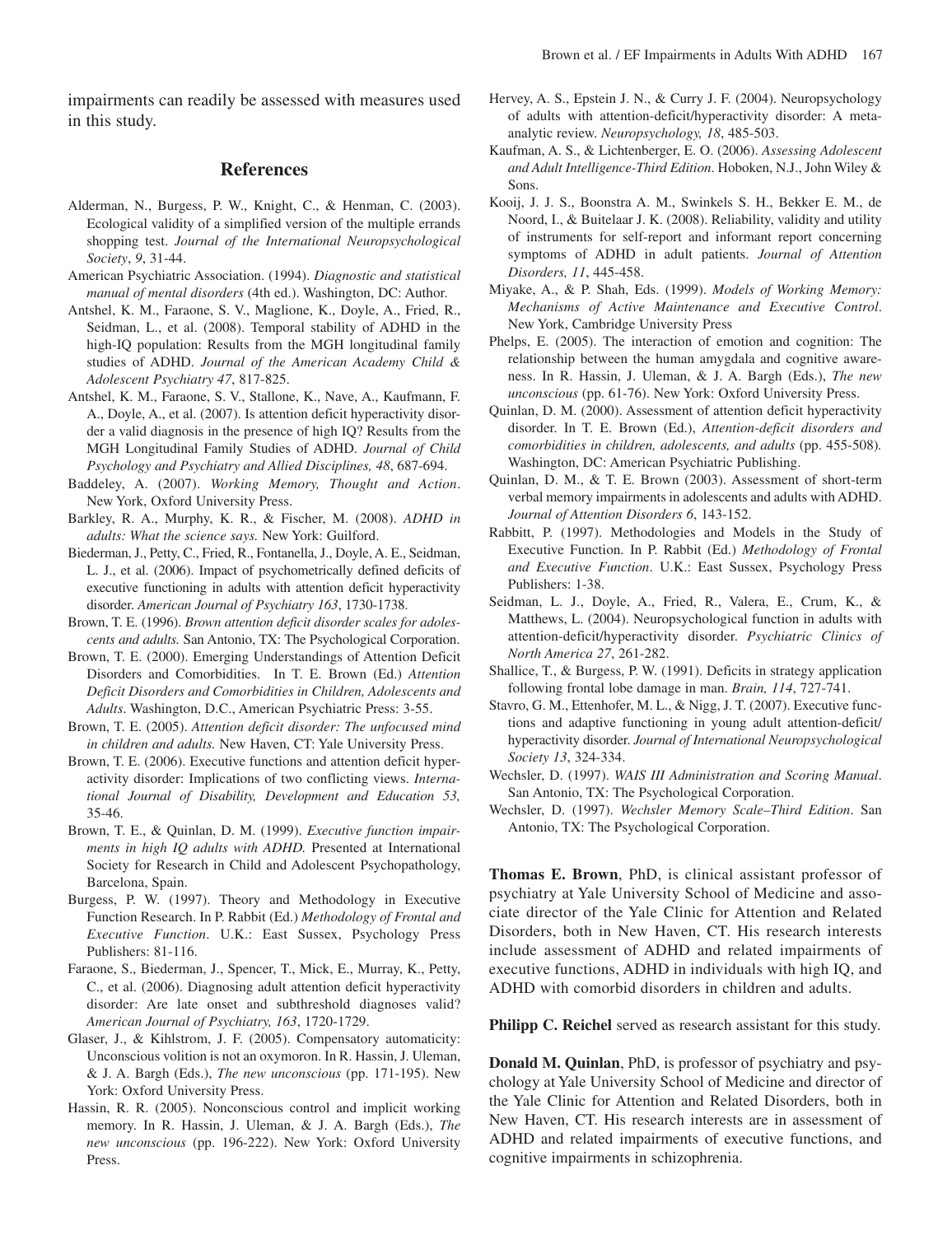impairments can readily be assessed with measures used in this study.

## References

Alderman, N., Burgess, P. W., Knight, C., & Henman, C. (2003). Ecological validity of a simplified version of the multiple errands shopping test. *Journal of the International Neuropsychological Society*, *9*, 31-44.

American Psychiatric Association. (1994). *Diagnostic and statistical manual of mental disorders* (4th ed.). Washington, DC: Author.

Antshel, K. M., Faraone, S. V., Maglione, K., Doyle, A., Fried, R., Seidman, L., et al. (2008). Temporal stability of ADHD in the high-IQ population: Results from the MGH longitudinal family studies of ADHD. *Journal of the American Academy Child & Adolescent Psychiatry 47*, 817-825.

Antshel, K. M., Faraone, S. V., Stallone, K., Nave, A., Kaufmann, F. A., Doyle, A., et al. (2007). Is attention deficit hyperactivity disorder a valid diagnosis in the presence of high IQ? Results from the MGH Longitudinal Family Studies of ADHD. *Journal of Child Psychology and Psychiatry and Allied Disciplines, 48*, 687-694.

Baddeley, A. (2007). *Working Memory, Thought and Action*. New York, Oxford University Press.

Barkley, R. A., Murphy, K. R., & Fischer, M. (2008). *ADHD in adults: What the science says.* New York: Guilford.

Biederman, J., Petty, C., Fried, R., Fontanella, J., Doyle, A. E., Seidman, L. J., et al. (2006). Impact of psychometrically defined deficits of executive functioning in adults with attention deficit hyperactivity disorder. *American Journal of Psychiatry 163*, 1730-1738.

Brown, T. E. (1996). *Brown attention deficit disorder scales for adolescents and adults.* San Antonio, TX: The Psychological Corporation.

Brown, T. E. (2000). Emerging Understandings of Attention Deficit Disorders and Comorbidities. In T. E. Brown (Ed.) *Attention Deficit Disorders and Comorbidities in Children, Adolescents and Adults*. Washington, D.C., American Psychiatric Press: 3-55.

Brown, T. E. (2005). *Attention deficit disorder: The unfocused mind in children and adults.* New Haven, CT: Yale University Press.

Brown, T. E. (2006). Executive functions and attention deficit hyperactivity disorder: Implications of two conflicting views. *International Journal of Disability, Development and Education 53,* 35-46.

Brown, T. E., & Quinlan, D. M. (1999). *Executive function impairments in high IQ adults with ADHD.* Presented at International Society for Research in Child and Adolescent Psychopathology, Barcelona, Spain.

Burgess, P. W. (1997). Theory and Methodology in Executive Function Research. In P. Rabbit (Ed.) *Methodology of Frontal and Executive Function*. U.K.: East Sussex, Psychology Press Publishers: 81-116.

Faraone, S., Biederman, J., Spencer, T., Mick, E., Murray, K., Petty, C., et al. (2006). Diagnosing adult attention deficit hyperactivity disorder: Are late onset and subthreshold diagnoses valid? *American Journal of Psychiatry, 163*, 1720-1729.

Glaser, J., & Kihlstrom, J. F. (2005). Compensatory automaticity: Unconscious volition is not an oxymoron. In R. Hassin, J. Uleman, & J. A. Bargh (Eds.), *The new unconscious* (pp. 171-195). New York: Oxford University Press.

Hassin, R. R. (2005). Nonconscious control and implicit working memory. In R. Hassin, J. Uleman, & J. A. Bargh (Eds.), *The new unconscious* (pp. 196-222). New York: Oxford University Press.

Hervey, A. S., Epstein J. N., & Curry J. F. (2004). Neuropsychology of adults with attention-deficit/hyperactivity disorder: A meta-analytic review. *Neuropsychology, 18*, 485-503.

Kaufman, A. S., & Lichtenberger, E. O. (2006). *Assessing Adolescent and Adult Intelligence-Third Edition*. Hoboken, N.J., John Wiley & Sons.

Kooij, J. J. S., Boonstra A. M., Swinkels S. H., Bekker E. M., de Noord, I., & Buitelaar J. K. (2008). Reliability, validity and utility of instruments for self-report and informant report concerning symptoms of ADHD in adult patients. *Journal of Attention Disorders, 11*, 445-458.

Miyake, A., & P. Shah, Eds. (1999). *Models of Working Memory: Mechanisms of Active Maintenance and Executive Control*. New York, Cambridge University Press

Phelps, E. (2005). The interaction of emotion and cognition: The relationship between the human amygdala and cognitive awareness. In R. Hassin, J. Uleman, & J. A. Bargh (Eds.), *The new unconscious* (pp. 61-76). New York: Oxford University Press.

Quinlan, D. M. (2000). Assessment of attention deficit hyperactivity disorder. In T. E. Brown (Ed.), *Attention-deficit disorders and comorbidities in children, adolescents, and adults* (pp. 455-508)*.* Washington, DC: American Psychiatric Publishing.

Quinlan, D. M., & T. E. Brown (2003). Assessment of short-term verbal memory impairments in adolescents and adults with ADHD. *Journal of Attention Disorders 6*, 143-152.

Rabbitt, P. (1997). Methodologies and Models in the Study of Executive Function. In P. Rabbit (Ed.) *Methodology of Frontal and Executive Function*. U.K.: East Sussex, Psychology Press Publishers: 1-38.

Seidman, L. J., Doyle, A., Fried, R., Valera, E., Crum, K., & Matthews, L. (2004). Neuropsychological function in adults with attention-deficit/hyperactivity disorder. *Psychiatric Clinics of North America 27*, 261-282.

Shallice, T., & Burgess, P. W. (1991). Deficits in strategy application following frontal lobe damage in man. *Brain, 114*, 727-741.

Stavro, G. M., Ettenhofer, M. L., & Nigg, J. T. (2007). Executive functions and adaptive functioning in young adult attention-deficit/hyperactivity disorder. *Journal of International Neuropsychological Society 13*, 324-334.

Wechsler, D. (1997). *WAIS III Administration and Scoring Manual*. San Antonio, TX: The Psychological Corporation.

Wechsler, D. (1997). *Wechsler Memory Scale–Third Edition*. San Antonio, TX: The Psychological Corporation.

**Thomas E. Brown**, PhD, is clinical assistant professor of psychiatry at Yale University School of Medicine and associate director of the Yale Clinic for Attention and Related Disorders, both in New Haven, CT. His research interests include assessment of ADHD and related impairments of executive functions, ADHD in individuals with high IQ, and ADHD with comorbid disorders in children and adults.

**Philipp C. Reichel** served as research assistant for this study.

**Donald M. Quinlan**, PhD, is professor of psychiatry and psychology at Yale University School of Medicine and director of the Yale Clinic for Attention and Related Disorders, both in New Haven, CT. His research interests are in assessment of ADHD and related impairments of executive functions, and cognitive impairments in schizophrenia.